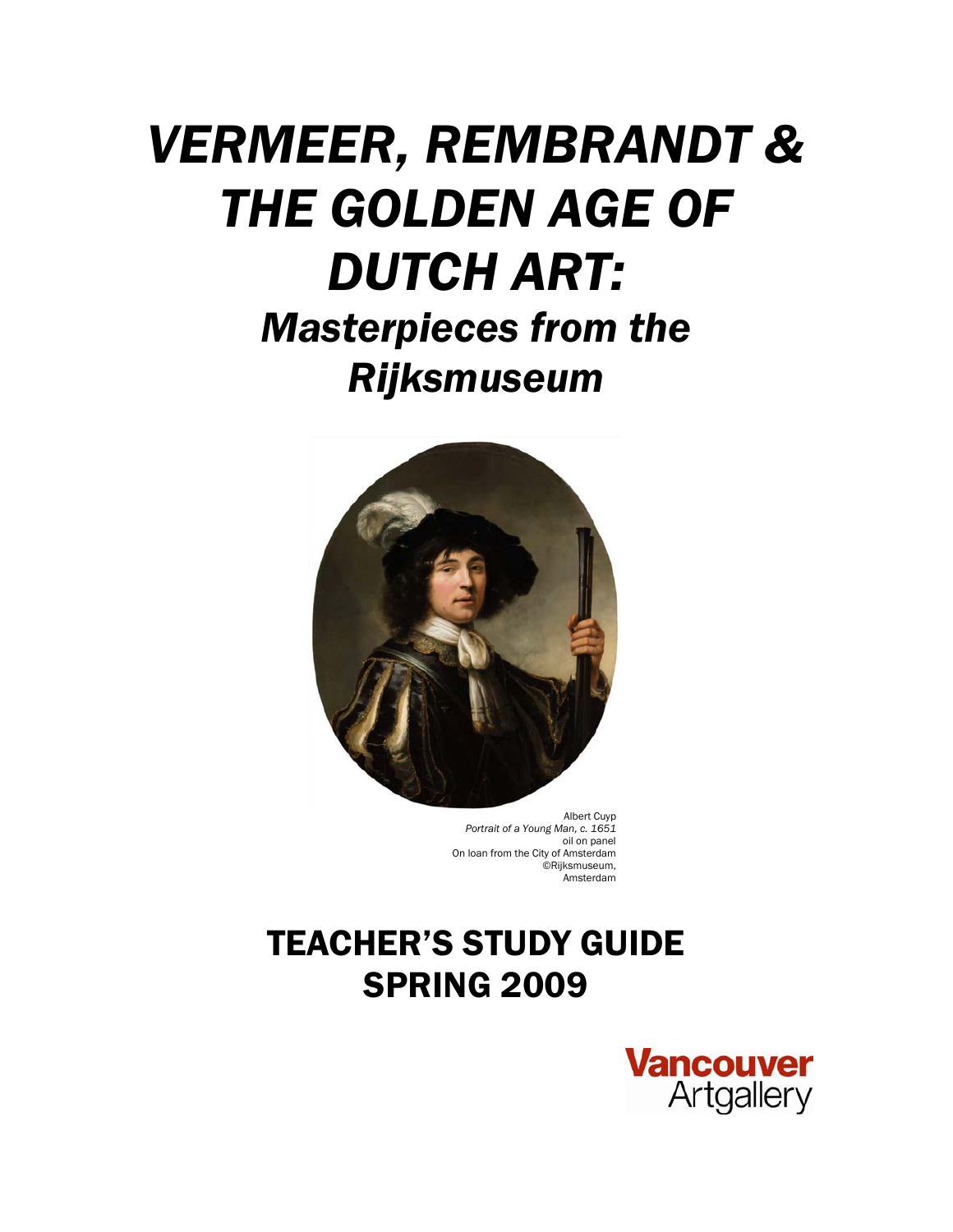# *VERMEER, REMBRANDT & THE GOLDEN AGE OF DUTCH ART:*

## *Masterpieces from the Rijksmuseum*

Albert Cuyp
*Portrait of a Young Man, c. 1651*
oil on panel
On loan from the City of Amsterdam
©Rijksmuseum, Amsterdam

## TEACHER'S STUDY GUIDE
## SPRING 2009

Vancouver Artgallery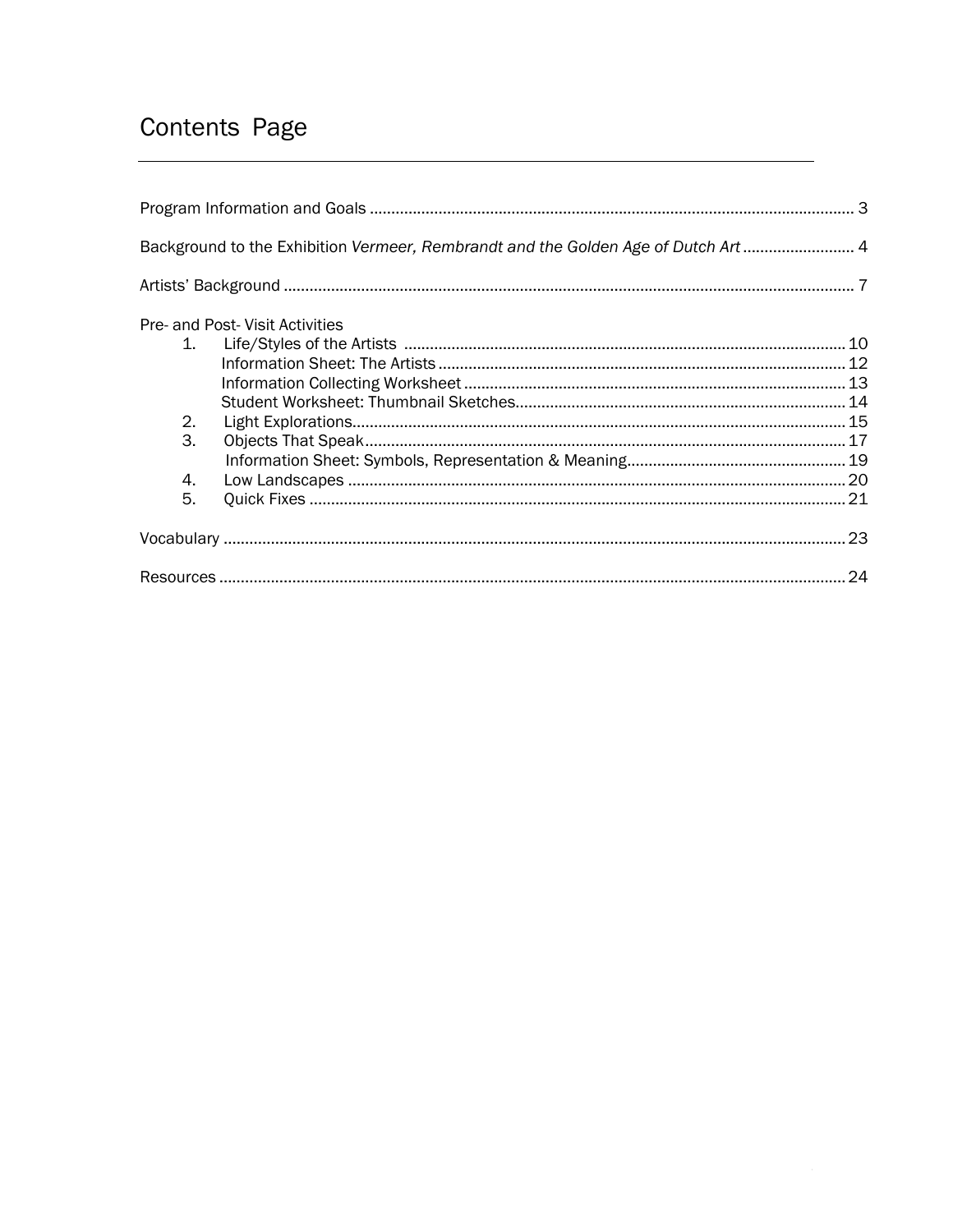# Contents Page

Program Information and Goals ............................................................. 3

Background to the Exhibition *Vermeer, Rembrandt and the Golden Age of Dutch Art* ............... 4

Artists' Background ............................................................. 7

Pre- and Post- Visit Activities

1. Life/Styles of the Artists ............................................................. 10
   - Information Sheet: The Artists ............................................................. 12
   - Information Collecting Worksheet ............................................................. 13
   - Student Worksheet: Thumbnail Sketches ............................................................. 14
2. Light Explorations ............................................................. 15
3. Objects That Speak ............................................................. 17
   - Information Sheet: Symbols, Representation & Meaning ............................................................. 19
4. Low Landscapes ............................................................. 20
5. Quick Fixes ............................................................. 21

Vocabulary ............................................................. 23

Resources ............................................................. 24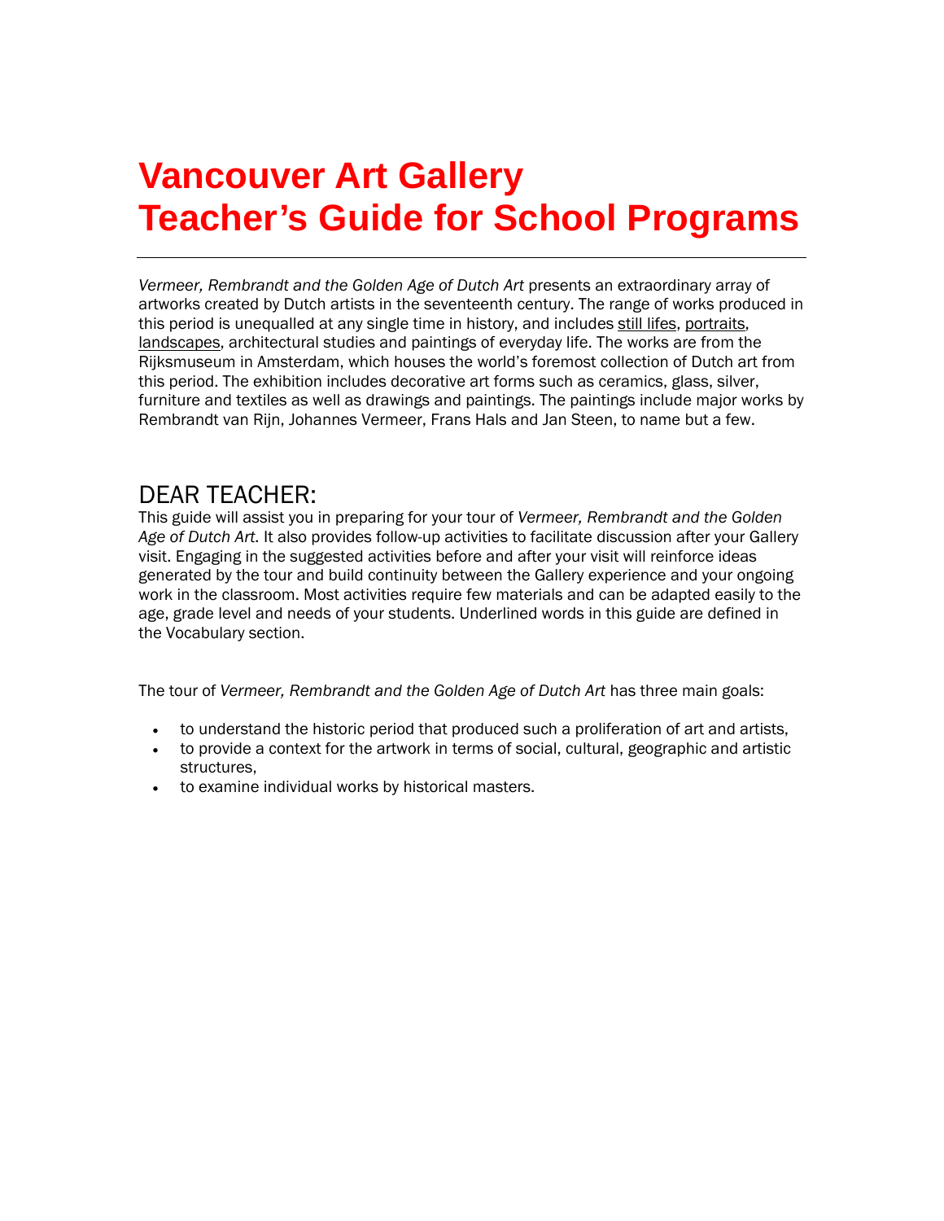# Vancouver Art Gallery
# Teacher's Guide for School Programs

---

*Vermeer, Rembrandt and the Golden Age of Dutch Art* presents an extraordinary array of artworks created by Dutch artists in the seventeenth century. The range of works produced in this period is unequalled at any single time in history, and includes still lifes, portraits, landscapes, architectural studies and paintings of everyday life. The works are from the Rijksmuseum in Amsterdam, which houses the world's foremost collection of Dutch art from this period. The exhibition includes decorative art forms such as ceramics, glass, silver, furniture and textiles as well as drawings and paintings. The paintings include major works by Rembrandt van Rijn, Johannes Vermeer, Frans Hals and Jan Steen, to name but a few.

## DEAR TEACHER:

This guide will assist you in preparing for your tour of *Vermeer, Rembrandt and the Golden Age of Dutch Art.* It also provides follow-up activities to facilitate discussion after your Gallery visit. Engaging in the suggested activities before and after your visit will reinforce ideas generated by the tour and build continuity between the Gallery experience and your ongoing work in the classroom. Most activities require few materials and can be adapted easily to the age, grade level and needs of your students. Underlined words in this guide are defined in the Vocabulary section.

The tour of *Vermeer, Rembrandt and the Golden Age of Dutch Art* has three main goals:

- to understand the historic period that produced such a proliferation of art and artists,
- to provide a context for the artwork in terms of social, cultural, geographic and artistic structures,
- to examine individual works by historical masters.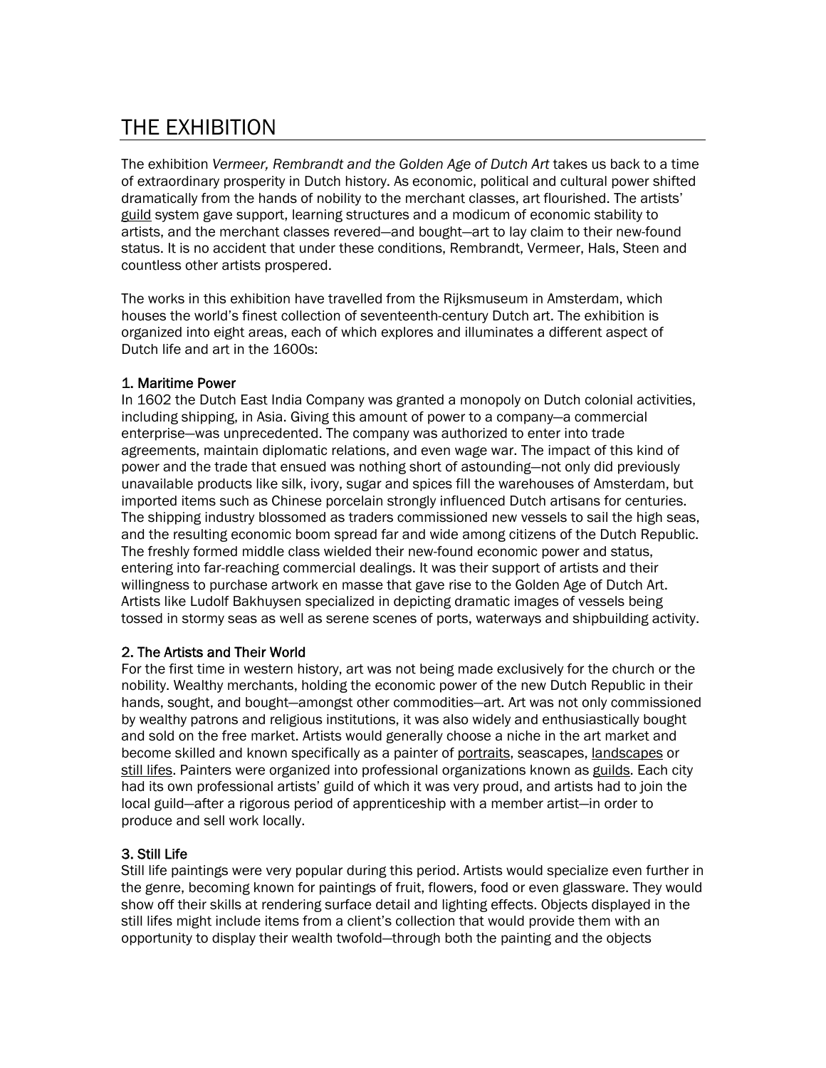# THE EXHIBITION

The exhibition *Vermeer, Rembrandt and the Golden Age of Dutch Art* takes us back to a time of extraordinary prosperity in Dutch history. As economic, political and cultural power shifted dramatically from the hands of nobility to the merchant classes, art flourished. The artists' guild system gave support, learning structures and a modicum of economic stability to artists, and the merchant classes revered—and bought—art to lay claim to their new-found status. It is no accident that under these conditions, Rembrandt, Vermeer, Hals, Steen and countless other artists prospered.

The works in this exhibition have travelled from the Rijksmuseum in Amsterdam, which houses the world's finest collection of seventeenth-century Dutch art. The exhibition is organized into eight areas, each of which explores and illuminates a different aspect of Dutch life and art in the 1600s:

### 1. Maritime Power

In 1602 the Dutch East India Company was granted a monopoly on Dutch colonial activities, including shipping, in Asia. Giving this amount of power to a company—a commercial enterprise—was unprecedented. The company was authorized to enter into trade agreements, maintain diplomatic relations, and even wage war. The impact of this kind of power and the trade that ensued was nothing short of astounding—not only did previously unavailable products like silk, ivory, sugar and spices fill the warehouses of Amsterdam, but imported items such as Chinese porcelain strongly influenced Dutch artisans for centuries. The shipping industry blossomed as traders commissioned new vessels to sail the high seas, and the resulting economic boom spread far and wide among citizens of the Dutch Republic. The freshly formed middle class wielded their new-found economic power and status, entering into far-reaching commercial dealings. It was their support of artists and their willingness to purchase artwork en masse that gave rise to the Golden Age of Dutch Art. Artists like Ludolf Bakhuysen specialized in depicting dramatic images of vessels being tossed in stormy seas as well as serene scenes of ports, waterways and shipbuilding activity.

### 2. The Artists and Their World

For the first time in western history, art was not being made exclusively for the church or the nobility. Wealthy merchants, holding the economic power of the new Dutch Republic in their hands, sought, and bought—amongst other commodities—art. Art was not only commissioned by wealthy patrons and religious institutions, it was also widely and enthusiastically bought and sold on the free market. Artists would generally choose a niche in the art market and become skilled and known specifically as a painter of portraits, seascapes, landscapes or still lifes. Painters were organized into professional organizations known as guilds. Each city had its own professional artists' guild of which it was very proud, and artists had to join the local guild—after a rigorous period of apprenticeship with a member artist—in order to produce and sell work locally.

### 3. Still Life

Still life paintings were very popular during this period. Artists would specialize even further in the genre, becoming known for paintings of fruit, flowers, food or even glassware. They would show off their skills at rendering surface detail and lighting effects. Objects displayed in the still lifes might include items from a client's collection that would provide them with an opportunity to display their wealth twofold—through both the painting and the objects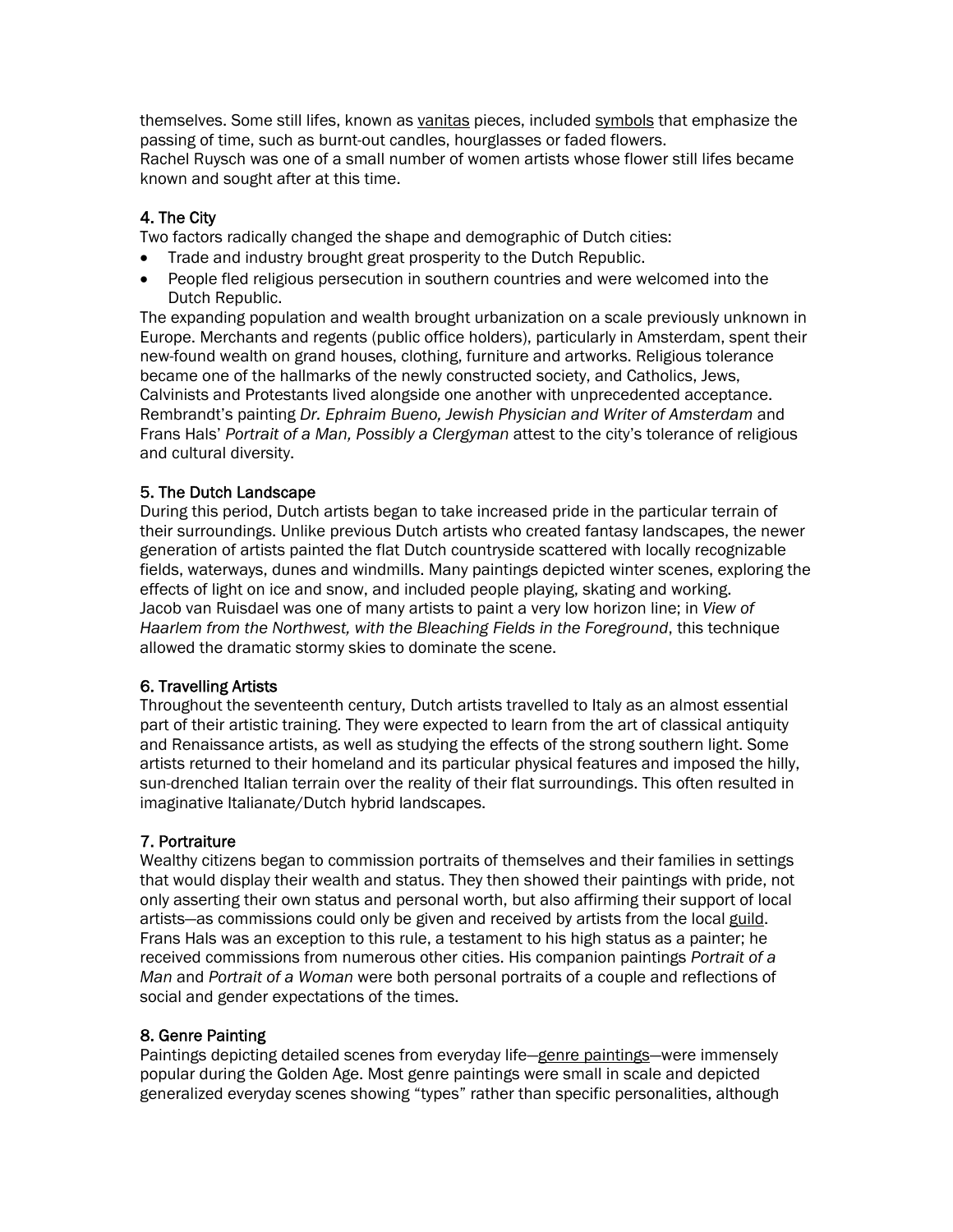themselves. Some still lifes, known as vanitas pieces, included symbols that emphasize the passing of time, such as burnt-out candles, hourglasses or faded flowers.
Rachel Ruysch was one of a small number of women artists whose flower still lifes became known and sought after at this time.

### 4. The City

Two factors radically changed the shape and demographic of Dutch cities:

- Trade and industry brought great prosperity to the Dutch Republic.
- People fled religious persecution in southern countries and were welcomed into the Dutch Republic.

The expanding population and wealth brought urbanization on a scale previously unknown in Europe. Merchants and regents (public office holders), particularly in Amsterdam, spent their new-found wealth on grand houses, clothing, furniture and artworks. Religious tolerance became one of the hallmarks of the newly constructed society, and Catholics, Jews, Calvinists and Protestants lived alongside one another with unprecedented acceptance. Rembrandt's painting *Dr. Ephraim Bueno, Jewish Physician and Writer of Amsterdam* and Frans Hals' *Portrait of a Man, Possibly a Clergyman* attest to the city's tolerance of religious and cultural diversity.

### 5. The Dutch Landscape

During this period, Dutch artists began to take increased pride in the particular terrain of their surroundings. Unlike previous Dutch artists who created fantasy landscapes, the newer generation of artists painted the flat Dutch countryside scattered with locally recognizable fields, waterways, dunes and windmills. Many paintings depicted winter scenes, exploring the effects of light on ice and snow, and included people playing, skating and working.
Jacob van Ruisdael was one of many artists to paint a very low horizon line; in *View of Haarlem from the Northwest, with the Bleaching Fields in the Foreground*, this technique allowed the dramatic stormy skies to dominate the scene.

### 6. Travelling Artists

Throughout the seventeenth century, Dutch artists travelled to Italy as an almost essential part of their artistic training. They were expected to learn from the art of classical antiquity and Renaissance artists, as well as studying the effects of the strong southern light. Some artists returned to their homeland and its particular physical features and imposed the hilly, sun-drenched Italian terrain over the reality of their flat surroundings. This often resulted in imaginative Italianate/Dutch hybrid landscapes.

### 7. Portraiture

Wealthy citizens began to commission portraits of themselves and their families in settings that would display their wealth and status. They then showed their paintings with pride, not only asserting their own status and personal worth, but also affirming their support of local artists—as commissions could only be given and received by artists from the local guild. Frans Hals was an exception to this rule, a testament to his high status as a painter; he received commissions from numerous other cities. His companion paintings *Portrait of a Man* and *Portrait of a Woman* were both personal portraits of a couple and reflections of social and gender expectations of the times.

### 8. Genre Painting

Paintings depicting detailed scenes from everyday life—genre paintings—were immensely popular during the Golden Age. Most genre paintings were small in scale and depicted generalized everyday scenes showing "types" rather than specific personalities, although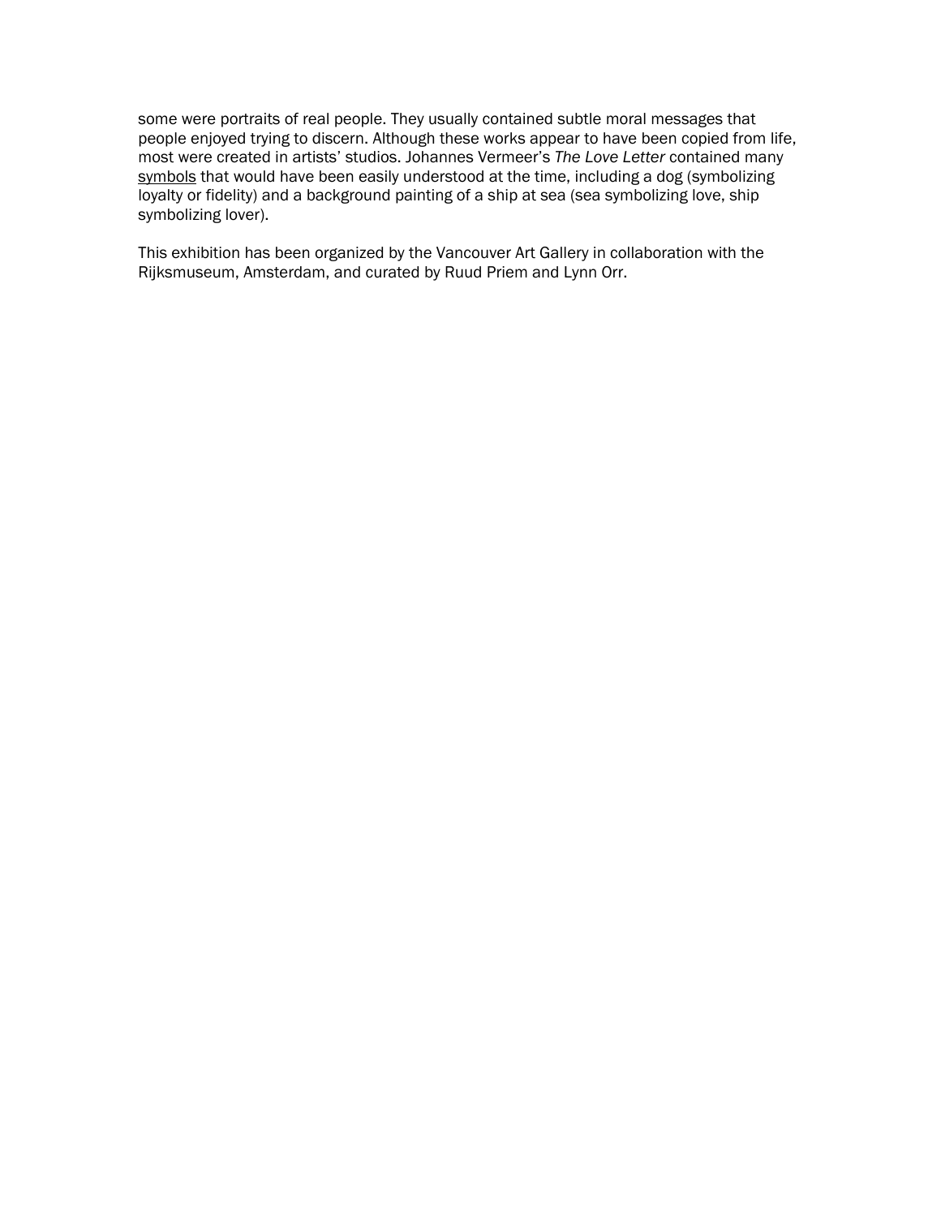some were portraits of real people. They usually contained subtle moral messages that people enjoyed trying to discern. Although these works appear to have been copied from life, most were created in artists' studios. Johannes Vermeer's *The Love Letter* contained many symbols that would have been easily understood at the time, including a dog (symbolizing loyalty or fidelity) and a background painting of a ship at sea (sea symbolizing love, ship symbolizing lover).

This exhibition has been organized by the Vancouver Art Gallery in collaboration with the Rijksmuseum, Amsterdam, and curated by Ruud Priem and Lynn Orr.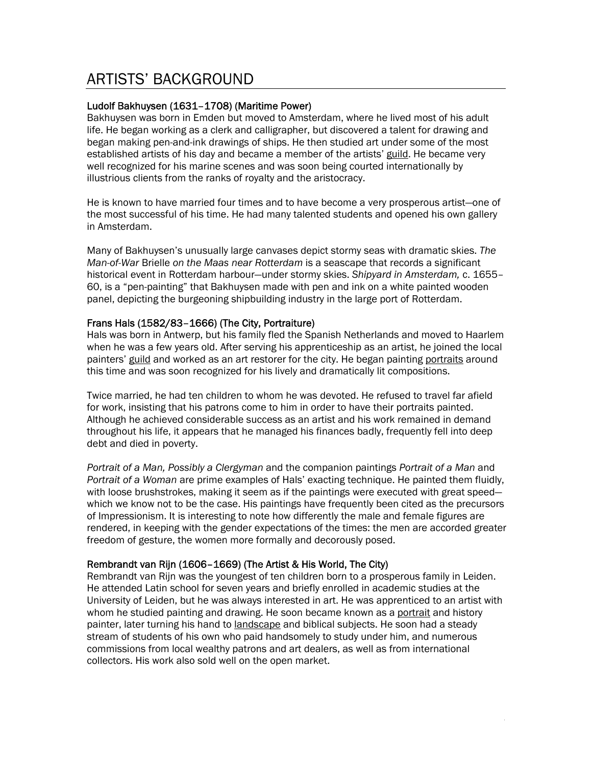# ARTISTS' BACKGROUND

**Ludolf Bakhuysen (1631–1708) (Maritime Power)**

Bakhuysen was born in Emden but moved to Amsterdam, where he lived most of his adult life. He began working as a clerk and calligrapher, but discovered a talent for drawing and began making pen-and-ink drawings of ships. He then studied art under some of the most established artists of his day and became a member of the artists' guild. He became very well recognized for his marine scenes and was soon being courted internationally by illustrious clients from the ranks of royalty and the aristocracy.

He is known to have married four times and to have become a very prosperous artist—one of the most successful of his time. He had many talented students and opened his own gallery in Amsterdam.

Many of Bakhuysen's unusually large canvases depict stormy seas with dramatic skies. *The Man-of-War* Brielle *on the Maas near Rotterdam* is a seascape that records a significant historical event in Rotterdam harbour—under stormy skies. *Shipyard in Amsterdam,* c. 1655–60, is a "pen-painting" that Bakhuysen made with pen and ink on a white painted wooden panel, depicting the burgeoning shipbuilding industry in the large port of Rotterdam.

**Frans Hals (1582/83–1666) (The City, Portraiture)**

Hals was born in Antwerp, but his family fled the Spanish Netherlands and moved to Haarlem when he was a few years old. After serving his apprenticeship as an artist, he joined the local painters' guild and worked as an art restorer for the city. He began painting portraits around this time and was soon recognized for his lively and dramatically lit compositions.

Twice married, he had ten children to whom he was devoted. He refused to travel far afield for work, insisting that his patrons come to him in order to have their portraits painted. Although he achieved considerable success as an artist and his work remained in demand throughout his life, it appears that he managed his finances badly, frequently fell into deep debt and died in poverty.

*Portrait of a Man, Possibly a Clergyman* and the companion paintings *Portrait of a Man* and *Portrait of a Woman* are prime examples of Hals' exacting technique. He painted them fluidly, with loose brushstrokes, making it seem as if the paintings were executed with great speed—which we know not to be the case. His paintings have frequently been cited as the precursors of Impressionism. It is interesting to note how differently the male and female figures are rendered, in keeping with the gender expectations of the times: the men are accorded greater freedom of gesture, the women more formally and decorously posed.

**Rembrandt van Rijn (1606–1669) (The Artist & His World, The City)**

Rembrandt van Rijn was the youngest of ten children born to a prosperous family in Leiden. He attended Latin school for seven years and briefly enrolled in academic studies at the University of Leiden, but he was always interested in art. He was apprenticed to an artist with whom he studied painting and drawing. He soon became known as a portrait and history painter, later turning his hand to landscape and biblical subjects. He soon had a steady stream of students of his own who paid handsomely to study under him, and numerous commissions from local wealthy patrons and art dealers, as well as from international collectors. His work also sold well on the open market.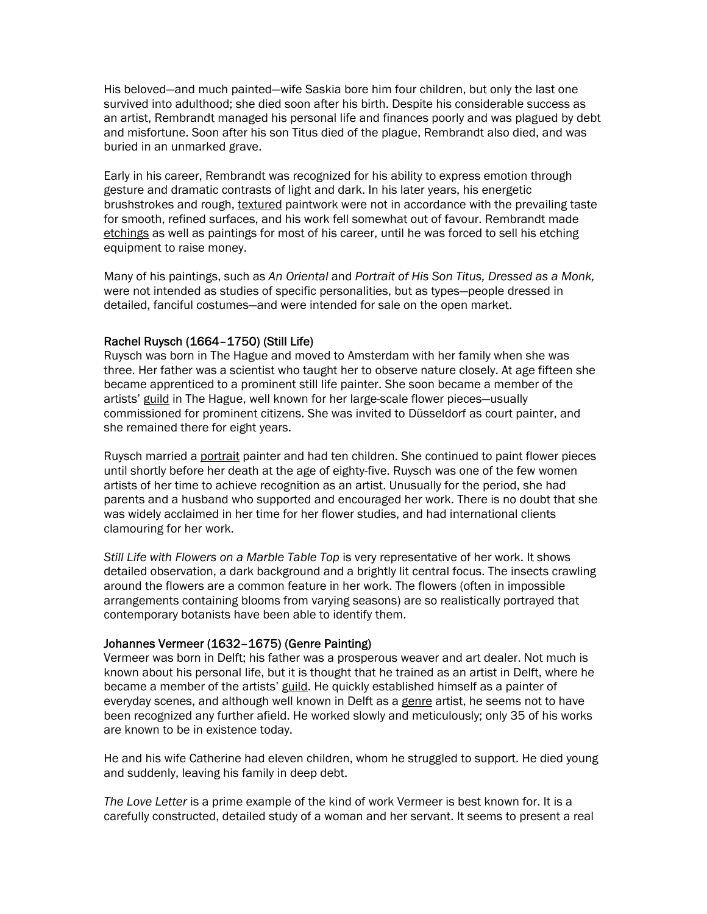His beloved—and much painted—wife Saskia bore him four children, but only the last one survived into adulthood; she died soon after his birth. Despite his considerable success as an artist, Rembrandt managed his personal life and finances poorly and was plagued by debt and misfortune. Soon after his son Titus died of the plague, Rembrandt also died, and was buried in an unmarked grave.

Early in his career, Rembrandt was recognized for his ability to express emotion through gesture and dramatic contrasts of light and dark. In his later years, his energetic brushstrokes and rough, textured paintwork were not in accordance with the prevailing taste for smooth, refined surfaces, and his work fell somewhat out of favour. Rembrandt made etchings as well as paintings for most of his career, until he was forced to sell his etching equipment to raise money.

Many of his paintings, such as *An Oriental* and *Portrait of His Son Titus, Dressed as a Monk,* were not intended as studies of specific personalities, but as types—people dressed in detailed, fanciful costumes—and were intended for sale on the open market.

### Rachel Ruysch (1664–1750) (Still Life)

Ruysch was born in The Hague and moved to Amsterdam with her family when she was three. Her father was a scientist who taught her to observe nature closely. At age fifteen she became apprenticed to a prominent still life painter. She soon became a member of the artists' guild in The Hague, well known for her large-scale flower pieces—usually commissioned for prominent citizens. She was invited to Düsseldorf as court painter, and she remained there for eight years.

Ruysch married a portrait painter and had ten children. She continued to paint flower pieces until shortly before her death at the age of eighty-five. Ruysch was one of the few women artists of her time to achieve recognition as an artist. Unusually for the period, she had parents and a husband who supported and encouraged her work. There is no doubt that she was widely acclaimed in her time for her flower studies, and had international clients clamouring for her work.

*Still Life with Flowers on a Marble Table Top* is very representative of her work. It shows detailed observation, a dark background and a brightly lit central focus. The insects crawling around the flowers are a common feature in her work. The flowers (often in impossible arrangements containing blooms from varying seasons) are so realistically portrayed that contemporary botanists have been able to identify them.

### Johannes Vermeer (1632–1675) (Genre Painting)

Vermeer was born in Delft; his father was a prosperous weaver and art dealer. Not much is known about his personal life, but it is thought that he trained as an artist in Delft, where he became a member of the artists' guild. He quickly established himself as a painter of everyday scenes, and although well known in Delft as a genre artist, he seems not to have been recognized any further afield. He worked slowly and meticulously; only 35 of his works are known to be in existence today.

He and his wife Catherine had eleven children, whom he struggled to support. He died young and suddenly, leaving his family in deep debt.

*The Love Letter* is a prime example of the kind of work Vermeer is best known for. It is a carefully constructed, detailed study of a woman and her servant. It seems to present a real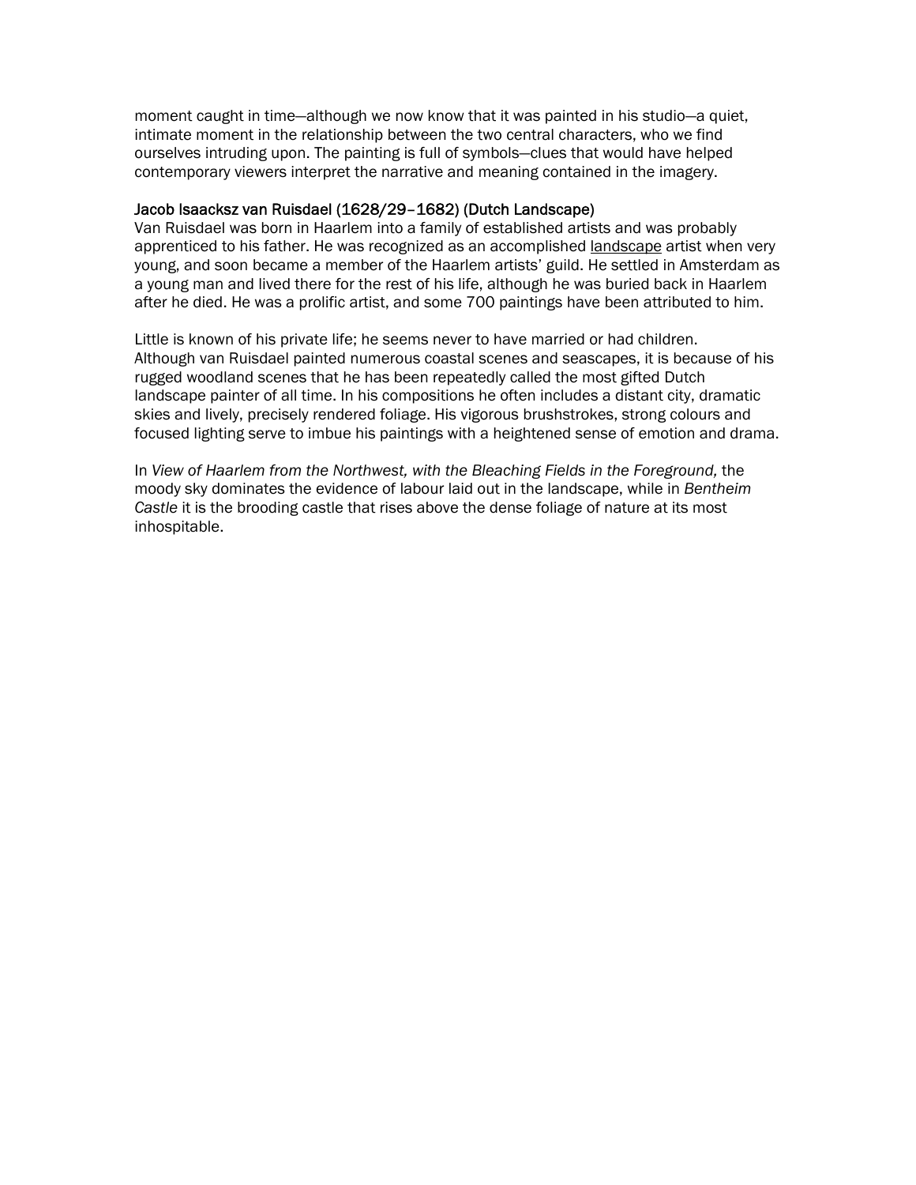moment caught in time—although we now know that it was painted in his studio—a quiet, intimate moment in the relationship between the two central characters, who we find ourselves intruding upon. The painting is full of symbols—clues that would have helped contemporary viewers interpret the narrative and meaning contained in the imagery.

### Jacob Isaacksz van Ruisdael (1628/29–1682) (Dutch Landscape)

Van Ruisdael was born in Haarlem into a family of established artists and was probably apprenticed to his father. He was recognized as an accomplished landscape artist when very young, and soon became a member of the Haarlem artists' guild. He settled in Amsterdam as a young man and lived there for the rest of his life, although he was buried back in Haarlem after he died. He was a prolific artist, and some 700 paintings have been attributed to him.

Little is known of his private life; he seems never to have married or had children. Although van Ruisdael painted numerous coastal scenes and seascapes, it is because of his rugged woodland scenes that he has been repeatedly called the most gifted Dutch landscape painter of all time. In his compositions he often includes a distant city, dramatic skies and lively, precisely rendered foliage. His vigorous brushstrokes, strong colours and focused lighting serve to imbue his paintings with a heightened sense of emotion and drama.

In *View of Haarlem from the Northwest, with the Bleaching Fields in the Foreground,* the moody sky dominates the evidence of labour laid out in the landscape, while in *Bentheim Castle* it is the brooding castle that rises above the dense foliage of nature at its most inhospitable.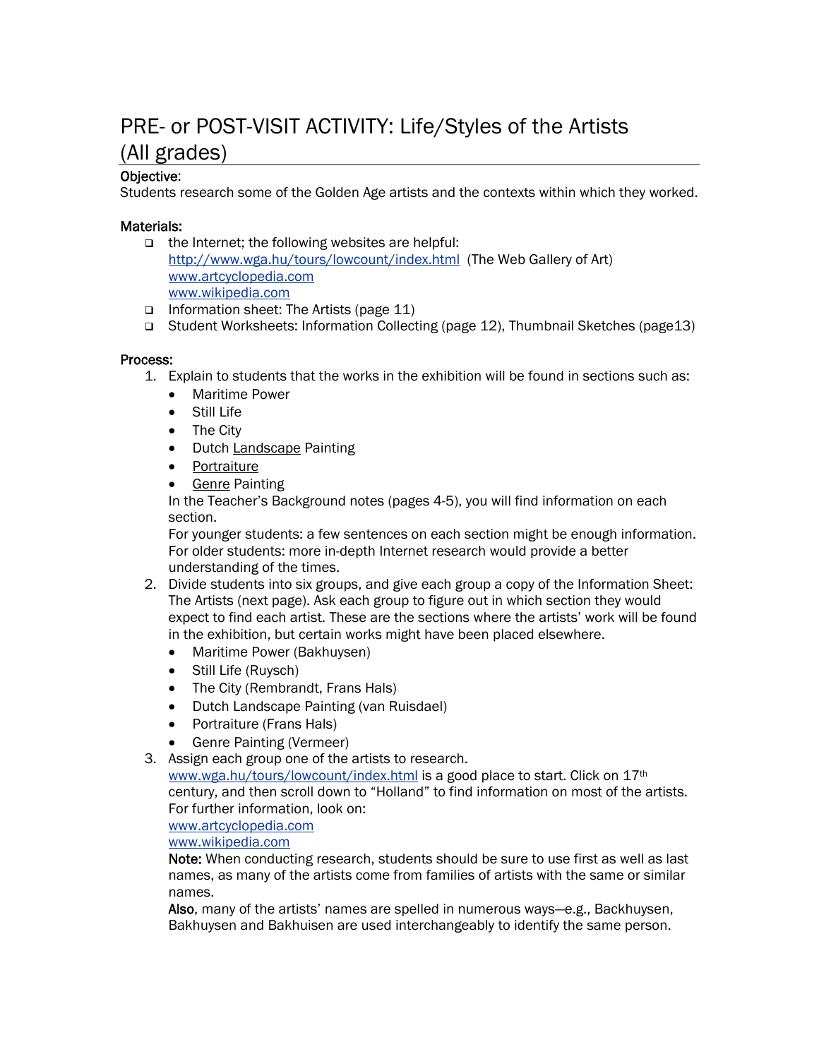# PRE- or POST-VISIT ACTIVITY: Life/Styles of the Artists (All grades)

**Objective:**
Students research some of the Golden Age artists and the contexts within which they worked.

**Materials:**

- the Internet; the following websites are helpful:
  http://www.wga.hu/tours/lowcount/index.html (The Web Gallery of Art)
  www.artcyclopedia.com
  www.wikipedia.com
- Information sheet: The Artists (page 11)
- Student Worksheets: Information Collecting (page 12), Thumbnail Sketches (page13)

**Process:**

1. Explain to students that the works in the exhibition will be found in sections such as:
   - Maritime Power
   - Still Life
   - The City
   - Dutch Landscape Painting
   - Portraiture
   - Genre Painting

   In the Teacher's Background notes (pages 4-5), you will find information on each section.
   For younger students: a few sentences on each section might be enough information.
   For older students: more in-depth Internet research would provide a better understanding of the times.
2. Divide students into six groups, and give each group a copy of the Information Sheet: The Artists (next page). Ask each group to figure out in which section they would expect to find each artist. These are the sections where the artists' work will be found in the exhibition, but certain works might have been placed elsewhere.
   - Maritime Power (Bakhuysen)
   - Still Life (Ruysch)
   - The City (Rembrandt, Frans Hals)
   - Dutch Landscape Painting (van Ruisdael)
   - Portraiture (Frans Hals)
   - Genre Painting (Vermeer)
3. Assign each group one of the artists to research.
   www.wga.hu/tours/lowcount/index.html is a good place to start. Click on 17th century, and then scroll down to "Holland" to find information on most of the artists.
   For further information, look on:
   www.artcyclopedia.com
   www.wikipedia.com
   **Note:** When conducting research, students should be sure to use first as well as last names, as many of the artists come from families of artists with the same or similar names.
   **Also**, many of the artists' names are spelled in numerous ways—e.g., Backhuysen, Bakhuysen and Bakhuisen are used interchangeably to identify the same person.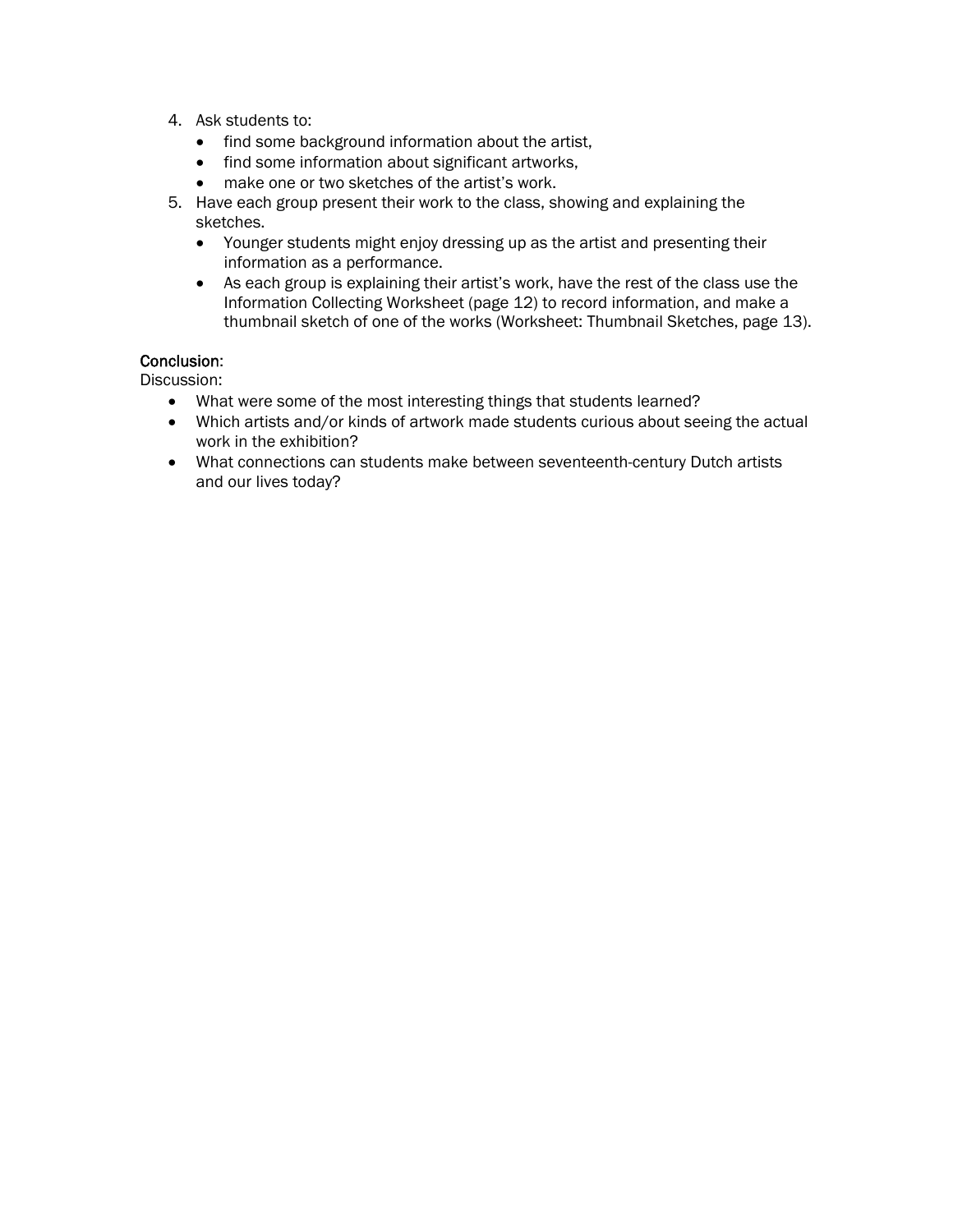4. Ask students to:
   - find some background information about the artist,
   - find some information about significant artworks,
   - make one or two sketches of the artist's work.
5. Have each group present their work to the class, showing and explaining the sketches.
   - Younger students might enjoy dressing up as the artist and presenting their information as a performance.
   - As each group is explaining their artist's work, have the rest of the class use the Information Collecting Worksheet (page 12) to record information, and make a thumbnail sketch of one of the works (Worksheet: Thumbnail Sketches, page 13).

Conclusion:

Discussion:

- What were some of the most interesting things that students learned?
- Which artists and/or kinds of artwork made students curious about seeing the actual work in the exhibition?
- What connections can students make between seventeenth-century Dutch artists and our lives today?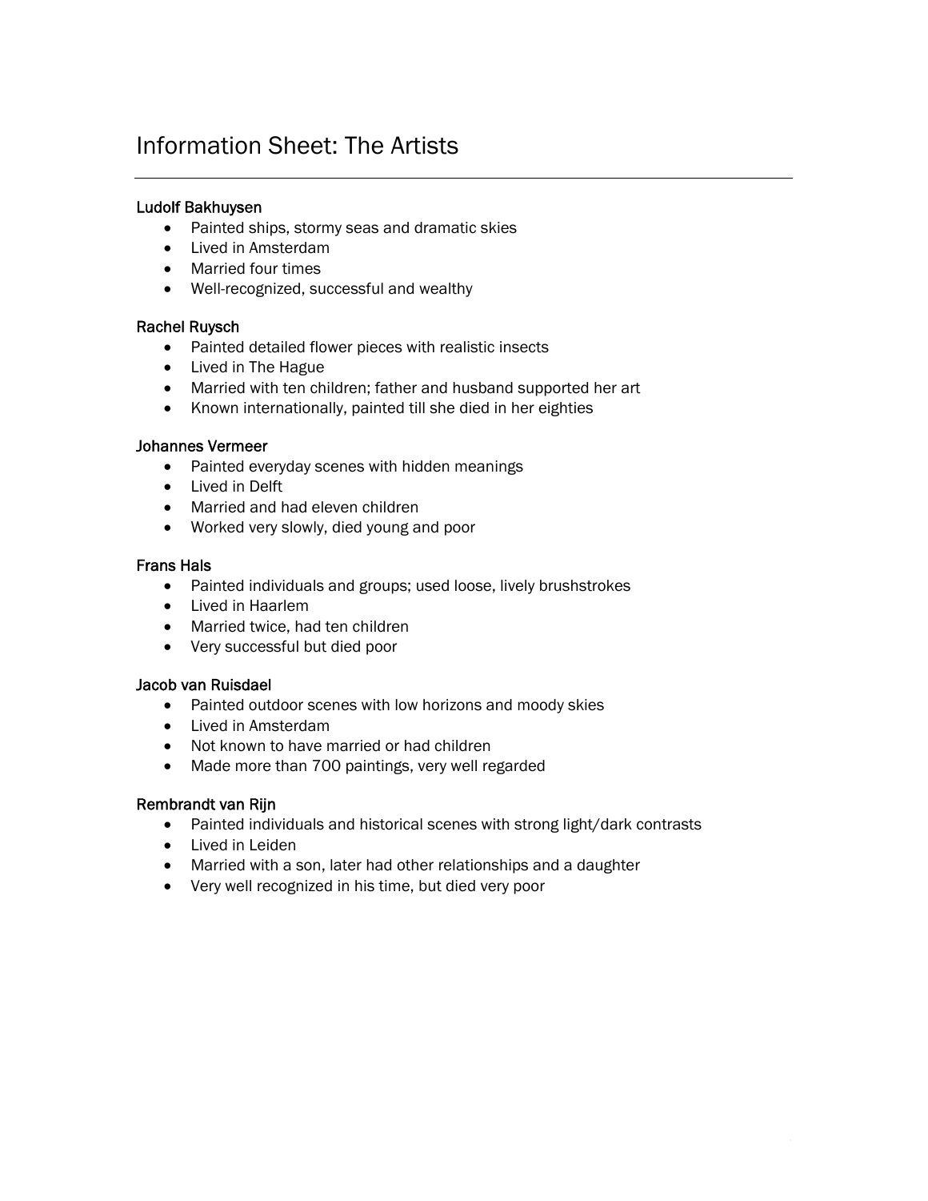# Information Sheet: The Artists

---

### Ludolf Bakhuysen

- Painted ships, stormy seas and dramatic skies
- Lived in Amsterdam
- Married four times
- Well-recognized, successful and wealthy

### Rachel Ruysch

- Painted detailed flower pieces with realistic insects
- Lived in The Hague
- Married with ten children; father and husband supported her art
- Known internationally, painted till she died in her eighties

### Johannes Vermeer

- Painted everyday scenes with hidden meanings
- Lived in Delft
- Married and had eleven children
- Worked very slowly, died young and poor

### Frans Hals

- Painted individuals and groups; used loose, lively brushstrokes
- Lived in Haarlem
- Married twice, had ten children
- Very successful but died poor

### Jacob van Ruisdael

- Painted outdoor scenes with low horizons and moody skies
- Lived in Amsterdam
- Not known to have married or had children
- Made more than 700 paintings, very well regarded

### Rembrandt van Rijn

- Painted individuals and historical scenes with strong light/dark contrasts
- Lived in Leiden
- Married with a son, later had other relationships and a daughter
- Very well recognized in his time, but died very poor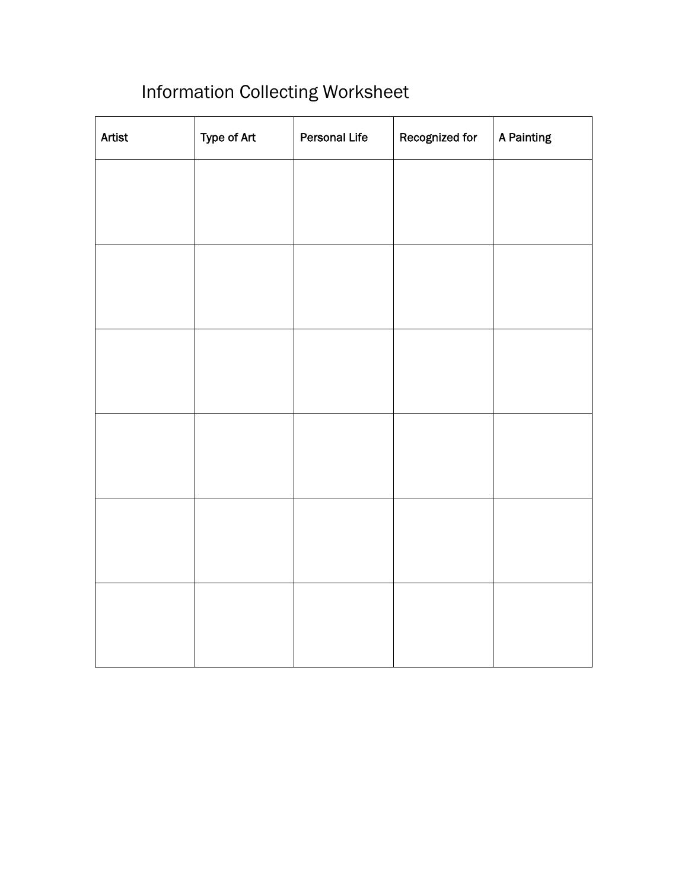# Information Collecting Worksheet

| Artist | Type of Art | Personal Life | Recognized for | A Painting |
|---|---|---|---|---|
| | | | | |
| | | | | |
| | | | | |
| | | | | |
| | | | | |
| | | | | |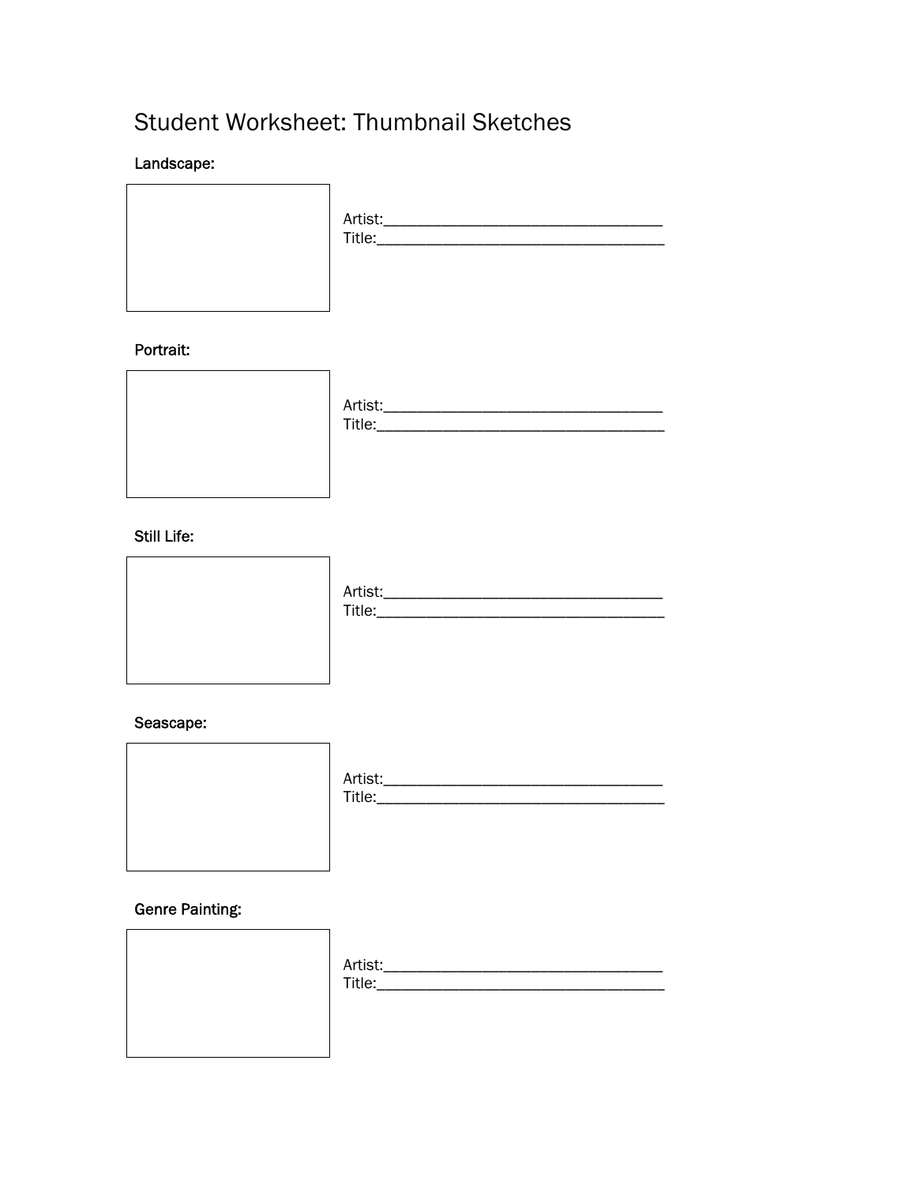# Student Worksheet: Thumbnail Sketches

**Landscape:**

Artist:___________________________________
Title:____________________________________

**Portrait:**

Artist:___________________________________
Title:____________________________________

**Still Life:**

Artist:___________________________________
Title:____________________________________

**Seascape:**

Artist:___________________________________
Title:____________________________________

**Genre Painting:**

Artist:___________________________________
Title:____________________________________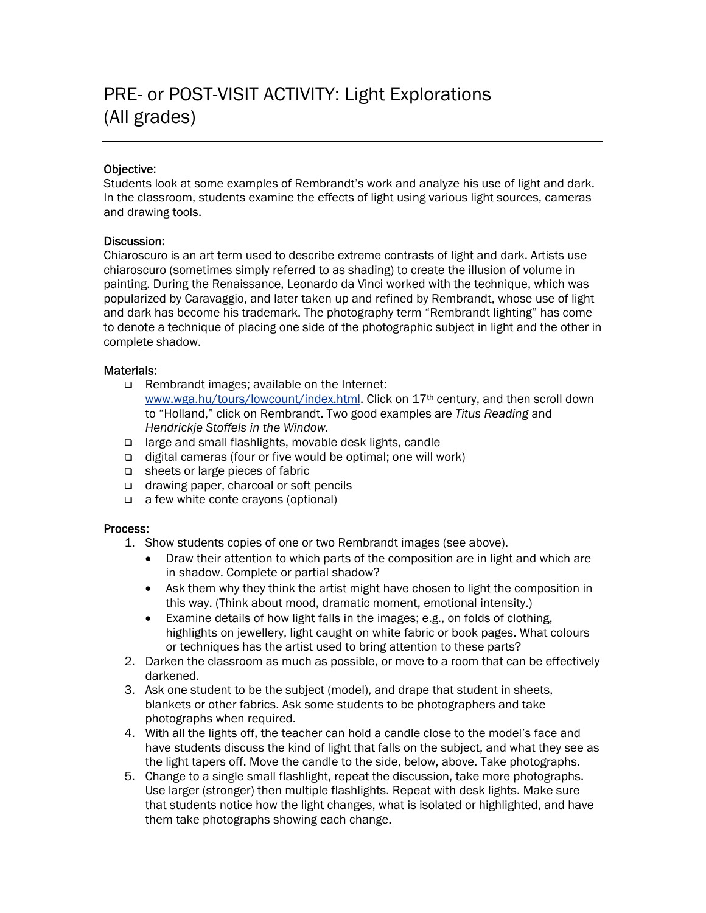# PRE- or POST-VISIT ACTIVITY: Light Explorations (All grades)

---

**Objective**:

Students look at some examples of Rembrandt's work and analyze his use of light and dark. In the classroom, students examine the effects of light using various light sources, cameras and drawing tools.

**Discussion:**

Chiaroscuro is an art term used to describe extreme contrasts of light and dark. Artists use chiaroscuro (sometimes simply referred to as shading) to create the illusion of volume in painting. During the Renaissance, Leonardo da Vinci worked with the technique, which was popularized by Caravaggio, and later taken up and refined by Rembrandt, whose use of light and dark has become his trademark. The photography term "Rembrandt lighting" has come to denote a technique of placing one side of the photographic subject in light and the other in complete shadow.

**Materials:**

- Rembrandt images; available on the Internet: www.wga.hu/tours/lowcount/index.html. Click on 17th century, and then scroll down to "Holland," click on Rembrandt. Two good examples are *Titus Reading* and *Hendrickje Stoffels in the Window*.
- large and small flashlights, movable desk lights, candle
- digital cameras (four or five would be optimal; one will work)
- sheets or large pieces of fabric
- drawing paper, charcoal or soft pencils
- a few white conte crayons (optional)

**Process:**

1. Show students copies of one or two Rembrandt images (see above).
   - Draw their attention to which parts of the composition are in light and which are in shadow. Complete or partial shadow?
   - Ask them why they think the artist might have chosen to light the composition in this way. (Think about mood, dramatic moment, emotional intensity.)
   - Examine details of how light falls in the images; e.g., on folds of clothing, highlights on jewellery, light caught on white fabric or book pages. What colours or techniques has the artist used to bring attention to these parts?
2. Darken the classroom as much as possible, or move to a room that can be effectively darkened.
3. Ask one student to be the subject (model), and drape that student in sheets, blankets or other fabrics. Ask some students to be photographers and take photographs when required.
4. With all the lights off, the teacher can hold a candle close to the model's face and have students discuss the kind of light that falls on the subject, and what they see as the light tapers off. Move the candle to the side, below, above. Take photographs.
5. Change to a single small flashlight, repeat the discussion, take more photographs. Use larger (stronger) then multiple flashlights. Repeat with desk lights. Make sure that students notice how the light changes, what is isolated or highlighted, and have them take photographs showing each change.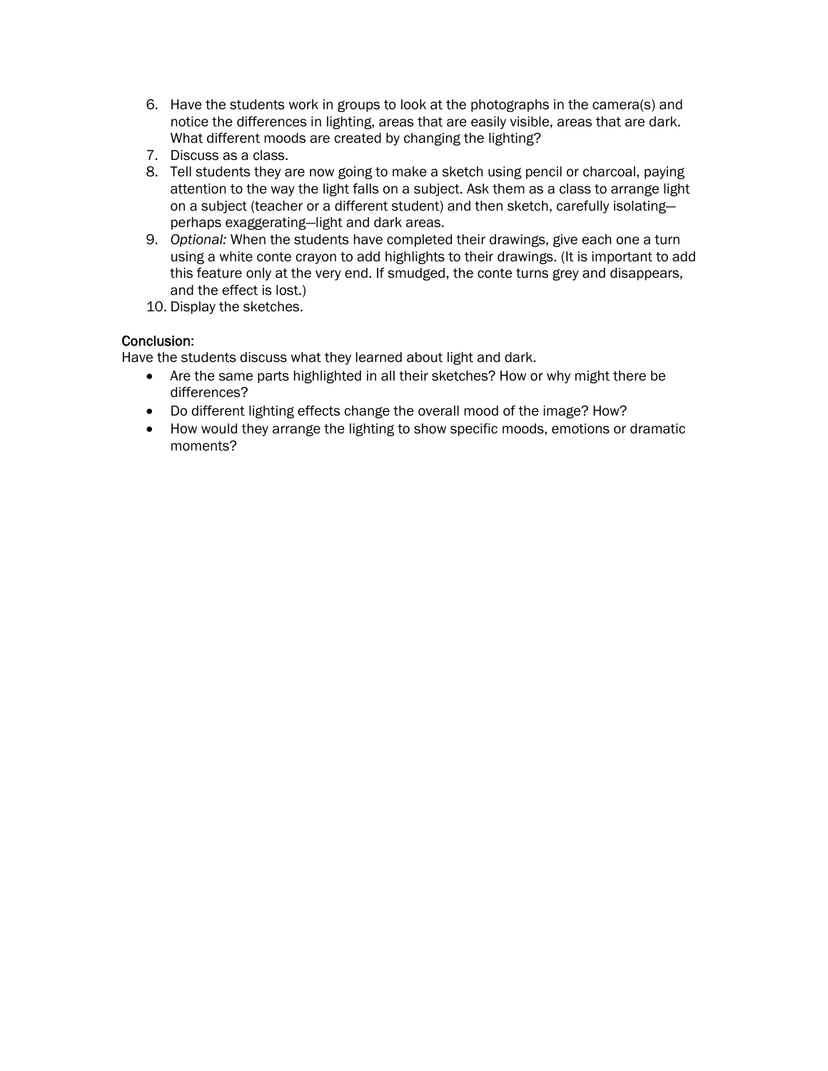6. Have the students work in groups to look at the photographs in the camera(s) and notice the differences in lighting, areas that are easily visible, areas that are dark. What different moods are created by changing the lighting?
7. Discuss as a class.
8. Tell students they are now going to make a sketch using pencil or charcoal, paying attention to the way the light falls on a subject. Ask them as a class to arrange light on a subject (teacher or a different student) and then sketch, carefully isolating—perhaps exaggerating—light and dark areas.
9. *Optional:* When the students have completed their drawings, give each one a turn using a white conte crayon to add highlights to their drawings. (It is important to add this feature only at the very end. If smudged, the conte turns grey and disappears, and the effect is lost.)
10. Display the sketches.

Conclusion:

Have the students discuss what they learned about light and dark.

- Are the same parts highlighted in all their sketches? How or why might there be differences?
- Do different lighting effects change the overall mood of the image? How?
- How would they arrange the lighting to show specific moods, emotions or dramatic moments?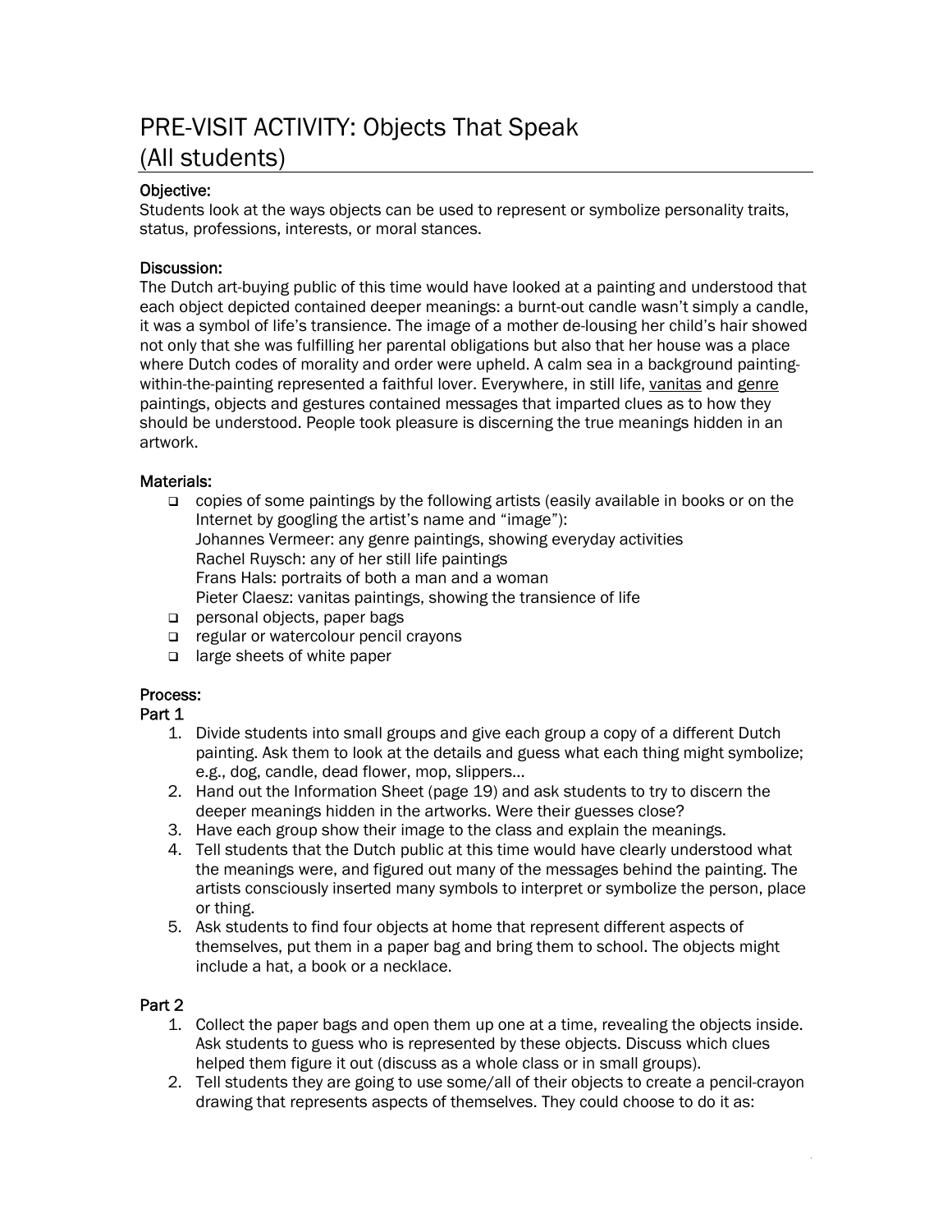# PRE-VISIT ACTIVITY: Objects That Speak (All students)

**Objective:**
Students look at the ways objects can be used to represent or symbolize personality traits, status, professions, interests, or moral stances.

**Discussion:**
The Dutch art-buying public of this time would have looked at a painting and understood that each object depicted contained deeper meanings: a burnt-out candle wasn't simply a candle, it was a symbol of life's transience. The image of a mother de-lousing her child's hair showed not only that she was fulfilling her parental obligations but also that her house was a place where Dutch codes of morality and order were upheld. A calm sea in a background painting-within-the-painting represented a faithful lover. Everywhere, in still life, vanitas and genre paintings, objects and gestures contained messages that imparted clues as to how they should be understood. People took pleasure is discerning the true meanings hidden in an artwork.

**Materials:**

- copies of some paintings by the following artists (easily available in books or on the Internet by googling the artist's name and "image"):
  Johannes Vermeer: any genre paintings, showing everyday activities
  Rachel Ruysch: any of her still life paintings
  Frans Hals: portraits of both a man and a woman
  Pieter Claesz: vanitas paintings, showing the transience of life
- personal objects, paper bags
- regular or watercolour pencil crayons
- large sheets of white paper

**Process:**

**Part 1**

1. Divide students into small groups and give each group a copy of a different Dutch painting. Ask them to look at the details and guess what each thing might symbolize; e.g., dog, candle, dead flower, mop, slippers…
2. Hand out the Information Sheet (page 19) and ask students to try to discern the deeper meanings hidden in the artworks. Were their guesses close?
3. Have each group show their image to the class and explain the meanings.
4. Tell students that the Dutch public at this time would have clearly understood what the meanings were, and figured out many of the messages behind the painting. The artists consciously inserted many symbols to interpret or symbolize the person, place or thing.
5. Ask students to find four objects at home that represent different aspects of themselves, put them in a paper bag and bring them to school. The objects might include a hat, a book or a necklace.

**Part 2**

1. Collect the paper bags and open them up one at a time, revealing the objects inside. Ask students to guess who is represented by these objects. Discuss which clues helped them figure it out (discuss as a whole class or in small groups).
2. Tell students they are going to use some/all of their objects to create a pencil-crayon drawing that represents aspects of themselves. They could choose to do it as: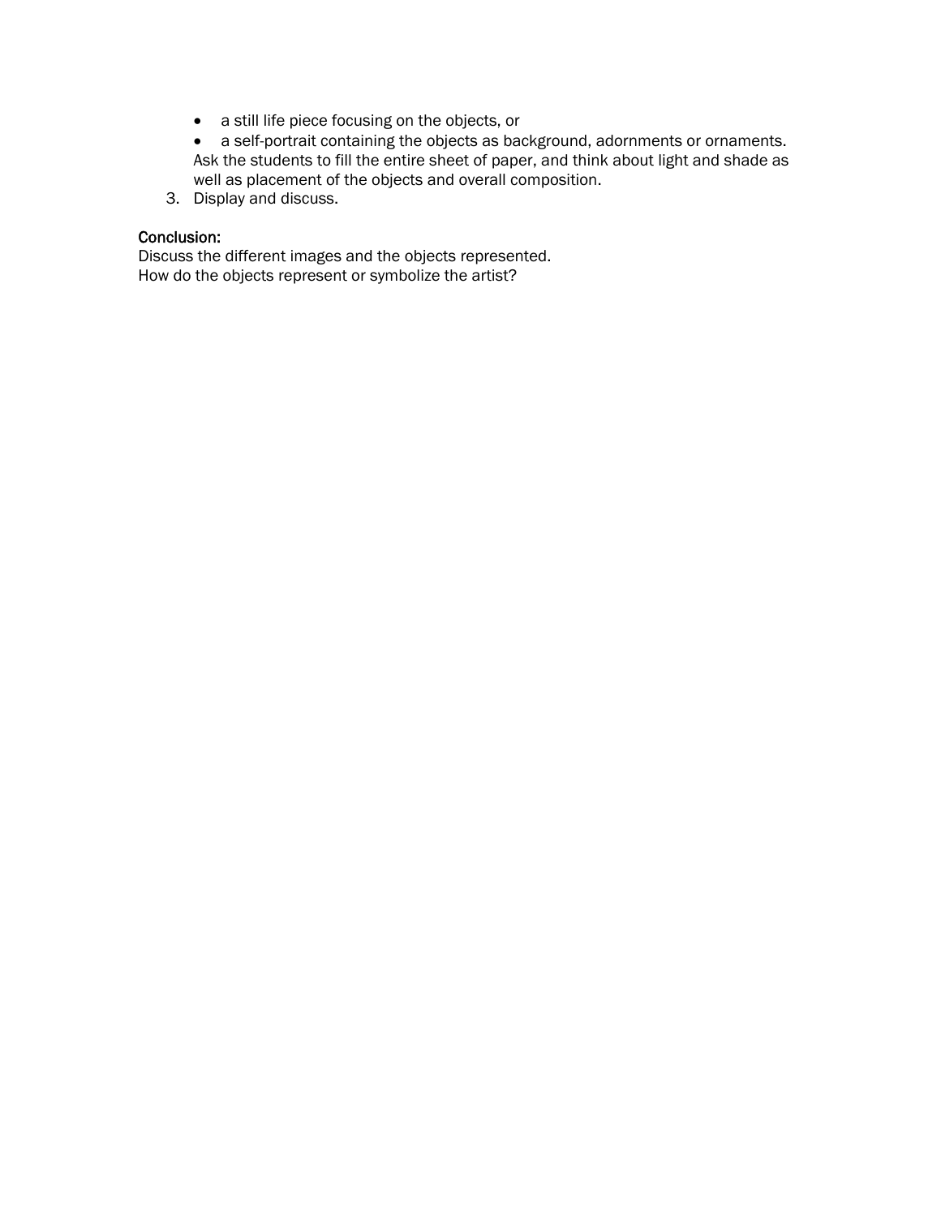- a still life piece focusing on the objects, or
- a self-portrait containing the objects as background, adornments or ornaments.

   Ask the students to fill the entire sheet of paper, and think about light and shade as well as placement of the objects and overall composition.

3. Display and discuss.

**Conclusion:**

Discuss the different images and the objects represented.
How do the objects represent or symbolize the artist?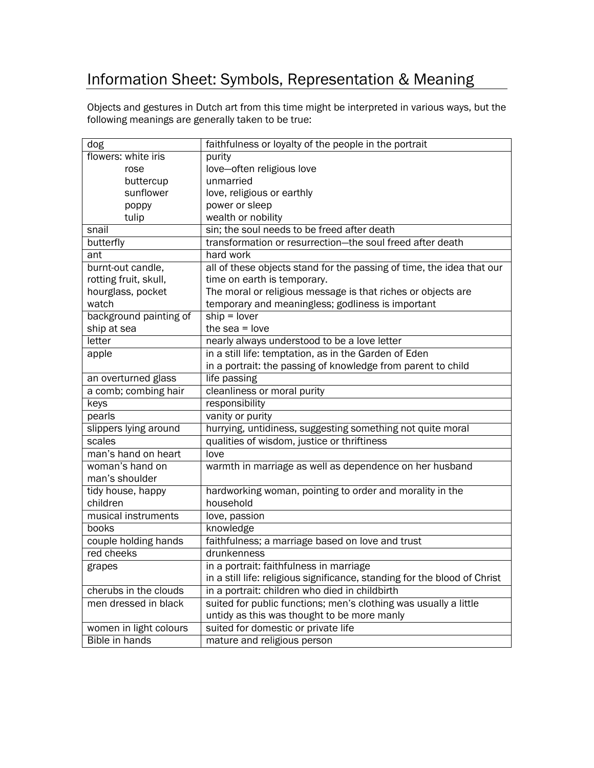# Information Sheet: Symbols, Representation & Meaning

Objects and gestures in Dutch art from this time might be interpreted in various ways, but the following meanings are generally taken to be true:

| | |
|---|---|
| dog | faithfulness or loyalty of the people in the portrait |
| flowers: white iris<br>rose<br>buttercup<br>sunflower<br>poppy<br>tulip | purity<br>love—often religious love<br>unmarried<br>love, religious or earthly<br>power or sleep<br>wealth or nobility |
| snail | sin; the soul needs to be freed after death |
| butterfly | transformation or resurrection—the soul freed after death |
| ant | hard work |
| burnt-out candle, rotting fruit, skull, hourglass, pocket watch | all of these objects stand for the passing of time, the idea that our time on earth is temporary.<br>The moral or religious message is that riches or objects are temporary and meaningless; godliness is important |
| background painting of ship at sea | ship = lover<br>the sea = love |
| letter | nearly always understood to be a love letter |
| apple | in a still life: temptation, as in the Garden of Eden<br>in a portrait: the passing of knowledge from parent to child |
| an overturned glass | life passing |
| a comb; combing hair | cleanliness or moral purity |
| keys | responsibility |
| pearls | vanity or purity |
| slippers lying around | hurrying, untidiness, suggesting something not quite moral |
| scales | qualities of wisdom, justice or thriftiness |
| man's hand on heart | love |
| woman's hand on man's shoulder | warmth in marriage as well as dependence on her husband |
| tidy house, happy children | hardworking woman, pointing to order and morality in the household |
| musical instruments | love, passion |
| books | knowledge |
| couple holding hands | faithfulness; a marriage based on love and trust |
| red cheeks | drunkenness |
| grapes | in a portrait: faithfulness in marriage<br>in a still life: religious significance, standing for the blood of Christ |
| cherubs in the clouds | in a portrait: children who died in childbirth |
| men dressed in black | suited for public functions; men's clothing was usually a little untidy as this was thought to be more manly |
| women in light colours | suited for domestic or private life |
| Bible in hands | mature and religious person |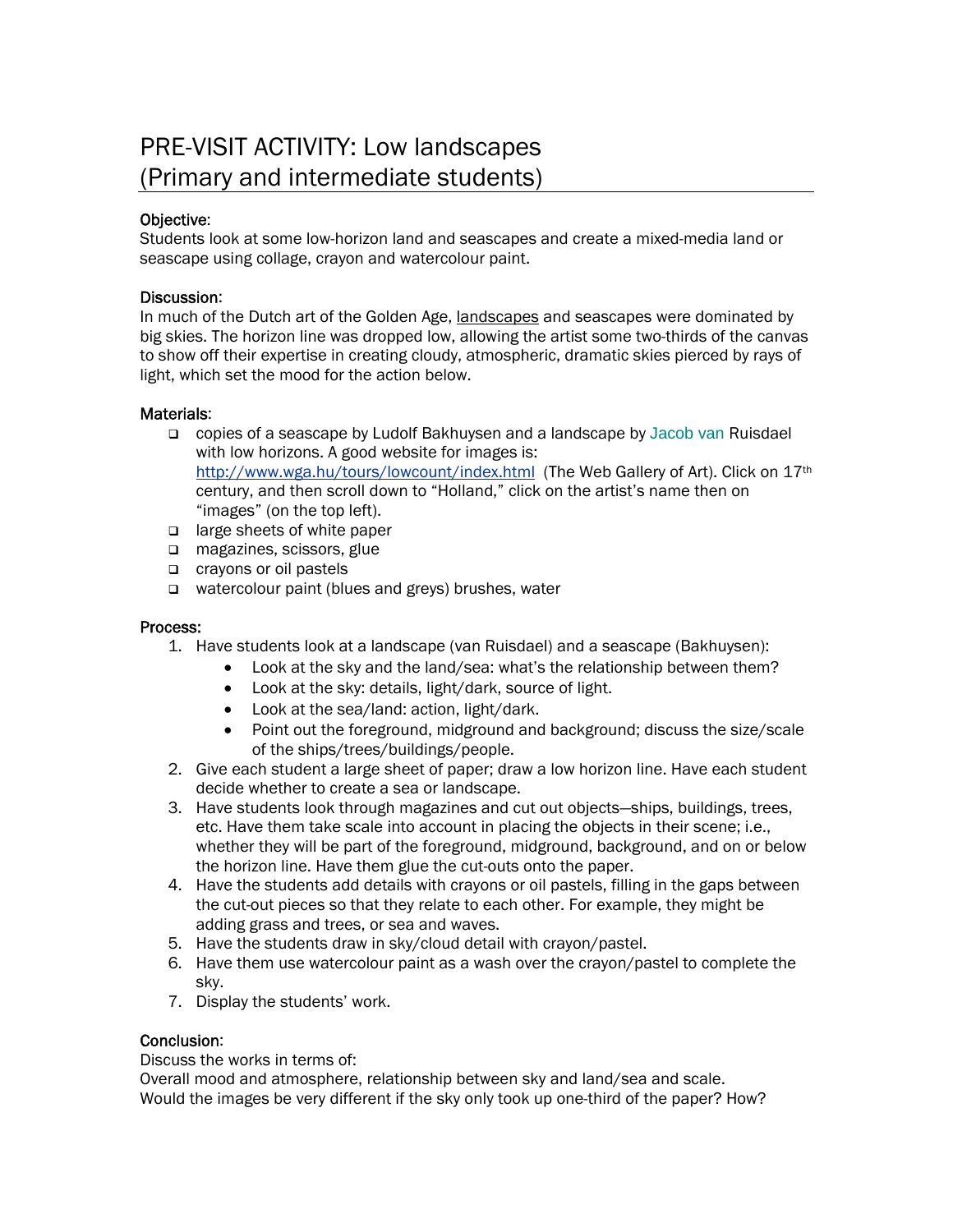# PRE-VISIT ACTIVITY: Low landscapes (Primary and intermediate students)

**Objective:**
Students look at some low-horizon land and seascapes and create a mixed-media land or seascape using collage, crayon and watercolour paint.

**Discussion:**
In much of the Dutch art of the Golden Age, landscapes and seascapes were dominated by big skies. The horizon line was dropped low, allowing the artist some two-thirds of the canvas to show off their expertise in creating cloudy, atmospheric, dramatic skies pierced by rays of light, which set the mood for the action below.

**Materials:**

- copies of a seascape by Ludolf Bakhuysen and a landscape by Jacob van Ruisdael with low horizons. A good website for images is: http://www.wga.hu/tours/lowcount/index.html (The Web Gallery of Art). Click on 17th century, and then scroll down to "Holland," click on the artist's name then on "images" (on the top left).
- large sheets of white paper
- magazines, scissors, glue
- crayons or oil pastels
- watercolour paint (blues and greys) brushes, water

**Process:**

1. Have students look at a landscape (van Ruisdael) and a seascape (Bakhuysen):
   - Look at the sky and the land/sea: what's the relationship between them?
   - Look at the sky: details, light/dark, source of light.
   - Look at the sea/land: action, light/dark.
   - Point out the foreground, midground and background; discuss the size/scale of the ships/trees/buildings/people.
2. Give each student a large sheet of paper; draw a low horizon line. Have each student decide whether to create a sea or landscape.
3. Have students look through magazines and cut out objects—ships, buildings, trees, etc. Have them take scale into account in placing the objects in their scene; i.e., whether they will be part of the foreground, midground, background, and on or below the horizon line. Have them glue the cut-outs onto the paper.
4. Have the students add details with crayons or oil pastels, filling in the gaps between the cut-out pieces so that they relate to each other. For example, they might be adding grass and trees, or sea and waves.
5. Have the students draw in sky/cloud detail with crayon/pastel.
6. Have them use watercolour paint as a wash over the crayon/pastel to complete the sky.
7. Display the students' work.

**Conclusion:**
Discuss the works in terms of:
Overall mood and atmosphere, relationship between sky and land/sea and scale.
Would the images be very different if the sky only took up one-third of the paper? How?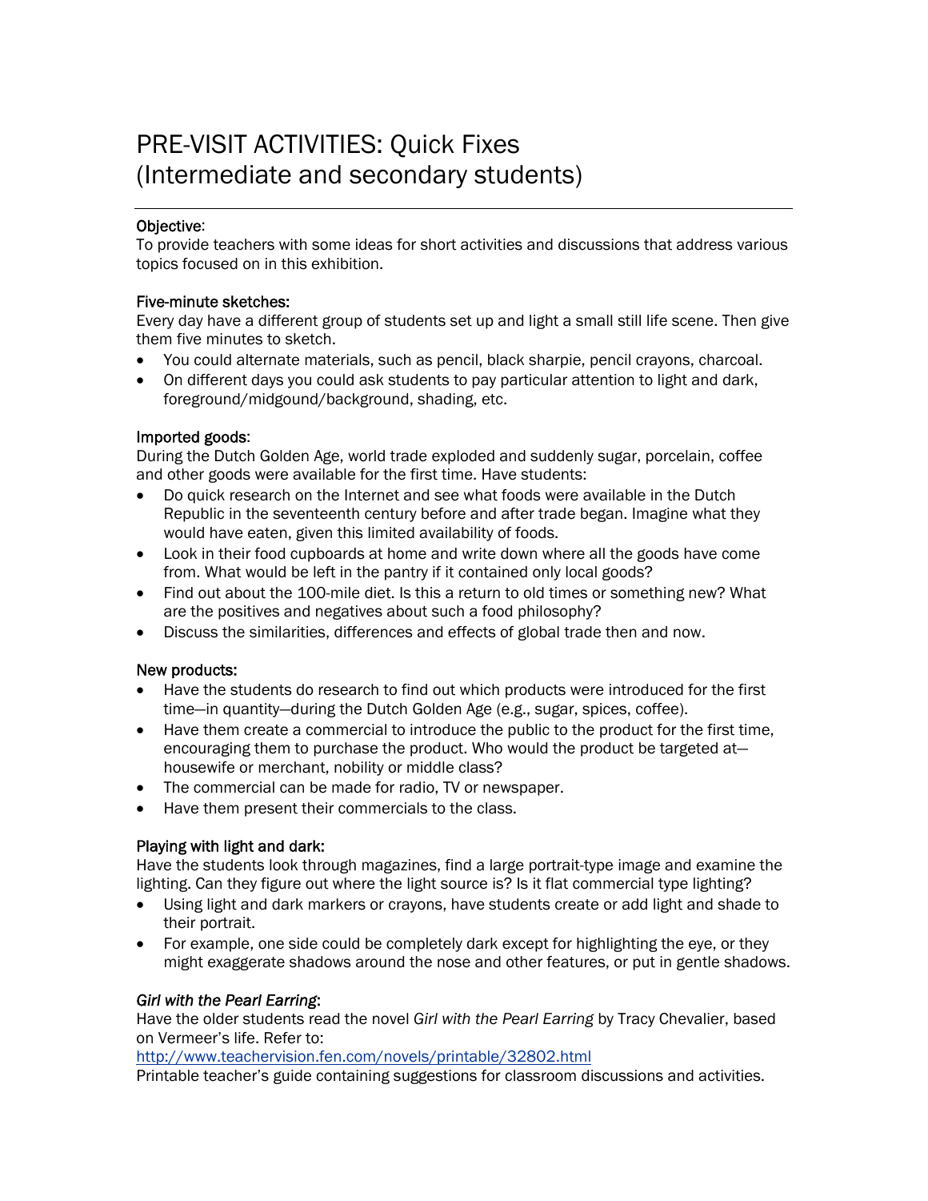# PRE-VISIT ACTIVITIES: Quick Fixes (Intermediate and secondary students)

Objective:
To provide teachers with some ideas for short activities and discussions that address various topics focused on in this exhibition.

Five-minute sketches:
Every day have a different group of students set up and light a small still life scene. Then give them five minutes to sketch.

- You could alternate materials, such as pencil, black sharpie, pencil crayons, charcoal.
- On different days you could ask students to pay particular attention to light and dark, foreground/midgound/background, shading, etc.

Imported goods:
During the Dutch Golden Age, world trade exploded and suddenly sugar, porcelain, coffee and other goods were available for the first time. Have students:

- Do quick research on the Internet and see what foods were available in the Dutch Republic in the seventeenth century before and after trade began. Imagine what they would have eaten, given this limited availability of foods.
- Look in their food cupboards at home and write down where all the goods have come from. What would be left in the pantry if it contained only local goods?
- Find out about the 100-mile diet. Is this a return to old times or something new? What are the positives and negatives about such a food philosophy?
- Discuss the similarities, differences and effects of global trade then and now.

New products:

- Have the students do research to find out which products were introduced for the first time—in quantity—during the Dutch Golden Age (e.g., sugar, spices, coffee).
- Have them create a commercial to introduce the public to the product for the first time, encouraging them to purchase the product. Who would the product be targeted at—housewife or merchant, nobility or middle class?
- The commercial can be made for radio, TV or newspaper.
- Have them present their commercials to the class.

Playing with light and dark:
Have the students look through magazines, find a large portrait-type image and examine the lighting. Can they figure out where the light source is? Is it flat commercial type lighting?

- Using light and dark markers or crayons, have students create or add light and shade to their portrait.
- For example, one side could be completely dark except for highlighting the eye, or they might exaggerate shadows around the nose and other features, or put in gentle shadows.

*Girl with the Pearl Earring*:
Have the older students read the novel *Girl with the Pearl Earring* by Tracy Chevalier, based on Vermeer's life. Refer to:
http://www.teachervision.fen.com/novels/printable/32802.html
Printable teacher's guide containing suggestions for classroom discussions and activities.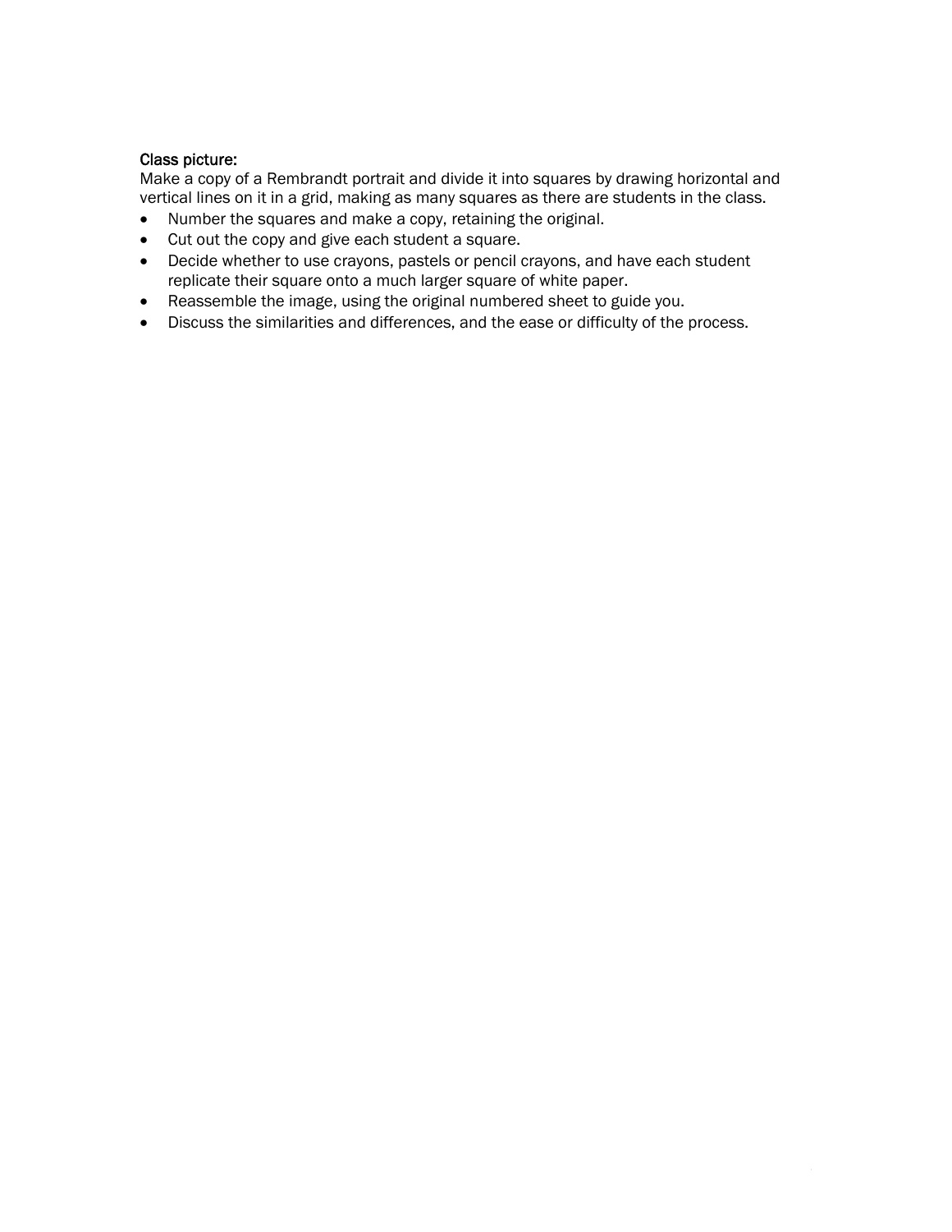Class picture:

Make a copy of a Rembrandt portrait and divide it into squares by drawing horizontal and vertical lines on it in a grid, making as many squares as there are students in the class.

- Number the squares and make a copy, retaining the original.
- Cut out the copy and give each student a square.
- Decide whether to use crayons, pastels or pencil crayons, and have each student replicate their square onto a much larger square of white paper.
- Reassemble the image, using the original numbered sheet to guide you.
- Discuss the similarities and differences, and the ease or difficulty of the process.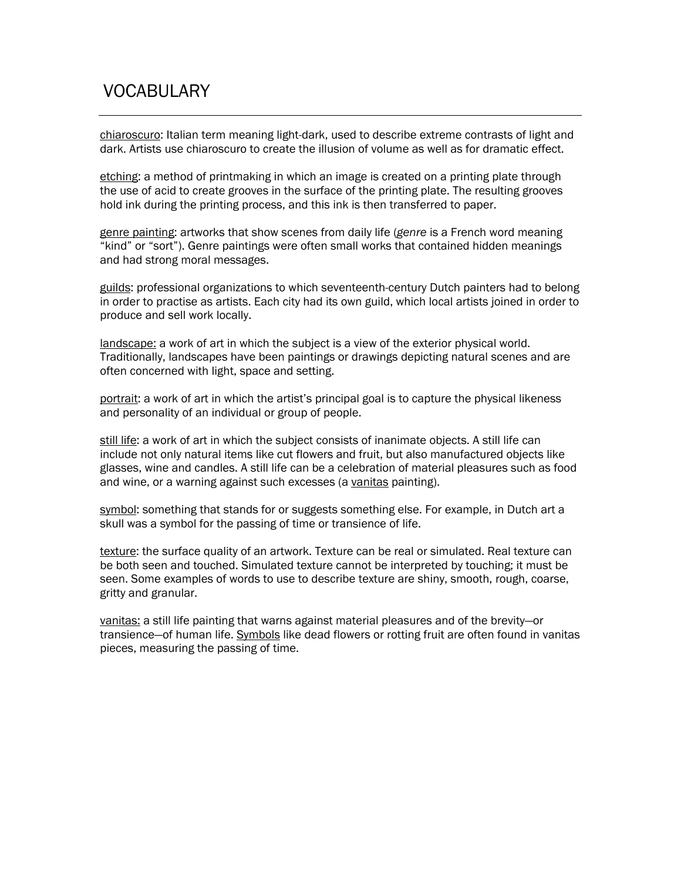# VOCABULARY

<u>chiaroscuro</u>: Italian term meaning light-dark, used to describe extreme contrasts of light and dark. Artists use chiaroscuro to create the illusion of volume as well as for dramatic effect.

<u>etching</u>: a method of printmaking in which an image is created on a printing plate through the use of acid to create grooves in the surface of the printing plate. The resulting grooves hold ink during the printing process, and this ink is then transferred to paper.

<u>genre painting</u>: artworks that show scenes from daily life (*genre* is a French word meaning "kind" or "sort"). Genre paintings were often small works that contained hidden meanings and had strong moral messages.

<u>guilds</u>: professional organizations to which seventeenth-century Dutch painters had to belong in order to practise as artists. Each city had its own guild, which local artists joined in order to produce and sell work locally.

<u>landscape:</u> a work of art in which the subject is a view of the exterior physical world. Traditionally, landscapes have been paintings or drawings depicting natural scenes and are often concerned with light, space and setting.

<u>portrait</u>: a work of art in which the artist's principal goal is to capture the physical likeness and personality of an individual or group of people.

<u>still life</u>: a work of art in which the subject consists of inanimate objects. A still life can include not only natural items like cut flowers and fruit, but also manufactured objects like glasses, wine and candles. A still life can be a celebration of material pleasures such as food and wine, or a warning against such excesses (a <u>vanitas</u> painting).

<u>symbol</u>: something that stands for or suggests something else. For example, in Dutch art a skull was a symbol for the passing of time or transience of life.

<u>texture</u>: the surface quality of an artwork. Texture can be real or simulated. Real texture can be both seen and touched. Simulated texture cannot be interpreted by touching; it must be seen. Some examples of words to use to describe texture are shiny, smooth, rough, coarse, gritty and granular.

<u>vanitas:</u> a still life painting that warns against material pleasures and of the brevity—or transience—of human life. <u>Symbols</u> like dead flowers or rotting fruit are often found in vanitas pieces, measuring the passing of time.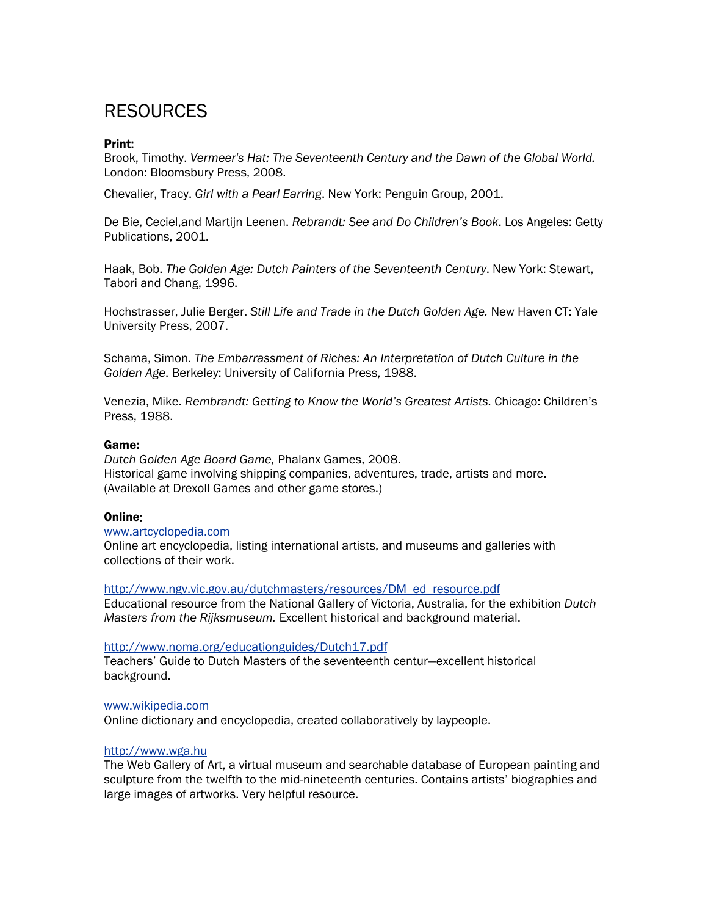# RESOURCES

**Print:**

Brook, Timothy. *Vermeer's Hat: The Seventeenth Century and the Dawn of the Global World.* London: Bloomsbury Press, 2008.

Chevalier, Tracy. *Girl with a Pearl Earring*. New York: Penguin Group, 2001.

De Bie, Ceciel,and Martijn Leenen. *Rebrandt: See and Do Children's Book*. Los Angeles: Getty Publications, 2001.

Haak, Bob. *The Golden Age: Dutch Painters of the Seventeenth Century*. New York: Stewart, Tabori and Chang, 1996.

Hochstrasser, Julie Berger. *Still Life and Trade in the Dutch Golden Age.* New Haven CT: Yale University Press, 2007.

Schama, Simon. *The Embarrassment of Riches: An Interpretation of Dutch Culture in the Golden Age*. Berkeley: University of California Press, 1988.

Venezia, Mike. *Rembrandt: Getting to Know the World's Greatest Artists.* Chicago: Children's Press, 1988.

**Game:**

*Dutch Golden Age Board Game,* Phalanx Games, 2008.
Historical game involving shipping companies, adventures, trade, artists and more. (Available at Drexoll Games and other game stores.)

**Online:**

[www.artcyclopedia.com](www.artcyclopedia.com)
Online art encyclopedia, listing international artists, and museums and galleries with collections of their work.

[http://www.ngv.vic.gov.au/dutchmasters/resources/DM_ed_resource.pdf](http://www.ngv.vic.gov.au/dutchmasters/resources/DM_ed_resource.pdf)
Educational resource from the National Gallery of Victoria, Australia, for the exhibition *Dutch Masters from the Rijksmuseum.* Excellent historical and background material.

[http://www.noma.org/educationguides/Dutch17.pdf](http://www.noma.org/educationguides/Dutch17.pdf)
Teachers' Guide to Dutch Masters of the seventeenth centur—excellent historical background.

[www.wikipedia.com](www.wikipedia.com)
Online dictionary and encyclopedia, created collaboratively by laypeople.

[http://www.wga.hu](http://www.wga.hu)
The Web Gallery of Art, a virtual museum and searchable database of European painting and sculpture from the twelfth to the mid-nineteenth centuries. Contains artists' biographies and large images of artworks. Very helpful resource.